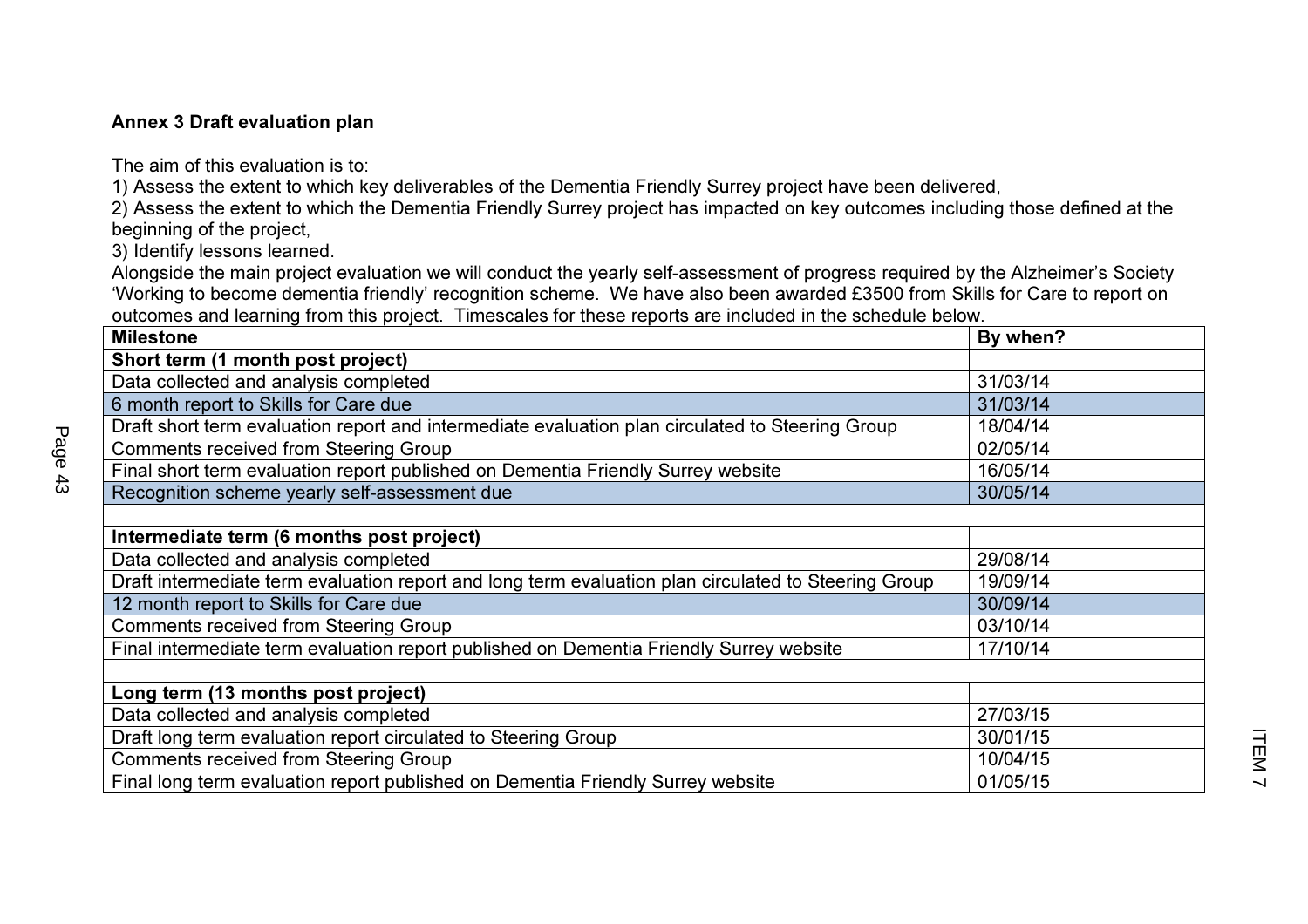**Annex 3 Draft evaluation plan**

The aim of this evaluation is to:

1) Assess the extent to which key deliverables of the Dementia Friendly Surrey project have been delivered,
2) Assess the extent to which the Dementia Friendly Surrey project has impacted on key outcomes including those defined at the beginning of the project,
3) Identify lessons learned.

Alongside the main project evaluation we will conduct the yearly self-assessment of progress required by the Alzheimer's Society 'Working to become dementia friendly' recognition scheme. We have also been awarded £3500 from Skills for Care to report on outcomes and learning from this project. Timescales for these reports are included in the schedule below.

| Milestone | By when? |
|---|---|
| **Short term (1 month post project)** | |
| Data collected and analysis completed | 31/03/14 |
| 6 month report to Skills for Care due | 31/03/14 |
| Draft short term evaluation report and intermediate evaluation plan circulated to Steering Group | 18/04/14 |
| Comments received from Steering Group | 02/05/14 |
| Final short term evaluation report published on Dementia Friendly Surrey website | 16/05/14 |
| Recognition scheme yearly self-assessment due | 30/05/14 |
| | |
| **Intermediate term (6 months post project)** | |
| Data collected and analysis completed | 29/08/14 |
| Draft intermediate term evaluation report and long term evaluation plan circulated to Steering Group | 19/09/14 |
| 12 month report to Skills for Care due | 30/09/14 |
| Comments received from Steering Group | 03/10/14 |
| Final intermediate term evaluation report published on Dementia Friendly Surrey website | 17/10/14 |
| | |
| **Long term (13 months post project)** | |
| Data collected and analysis completed | 27/03/15 |
| Draft long term evaluation report circulated to Steering Group | 30/01/15 |
| Comments received from Steering Group | 10/04/15 |
| Final long term evaluation report published on Dementia Friendly Surrey website | 01/05/15 |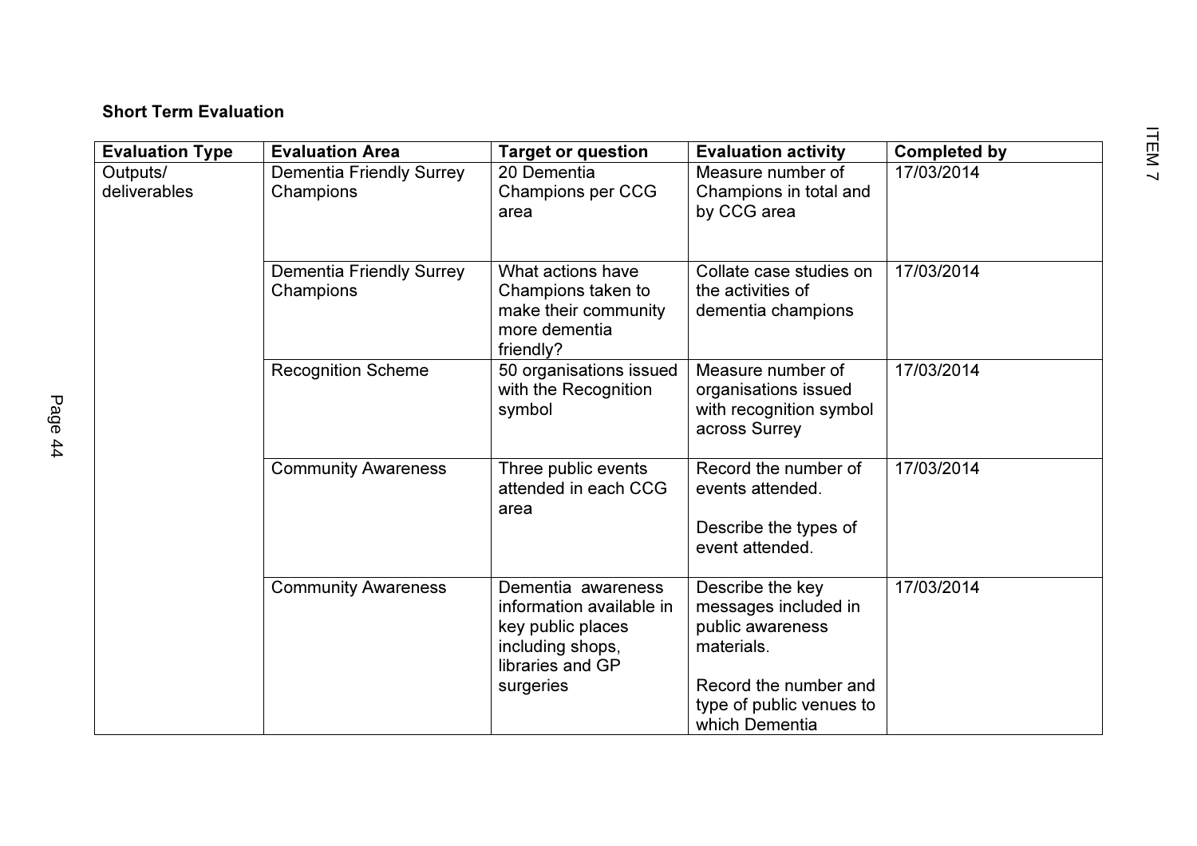**Short Term Evaluation**

| Evaluation Type | Evaluation Area | Target or question | Evaluation activity | Completed by |
|---|---|---|---|---|
| Outputs/ deliverables | Dementia Friendly Surrey Champions | 20 Dementia Champions per CCG area | Measure number of Champions in total and by CCG area | 17/03/2014 |
| | Dementia Friendly Surrey Champions | What actions have Champions taken to make their community more dementia friendly? | Collate case studies on the activities of dementia champions | 17/03/2014 |
| | Recognition Scheme | 50 organisations issued with the Recognition symbol | Measure number of organisations issued with recognition symbol across Surrey | 17/03/2014 |
| | Community Awareness | Three public events attended in each CCG area | Record the number of events attended.<br><br>Describe the types of event attended. | 17/03/2014 |
| | Community Awareness | Dementia awareness information available in key public places including shops, libraries and GP surgeries | Describe the key messages included in public awareness materials.<br><br>Record the number and type of public venues to which Dementia | 17/03/2014 |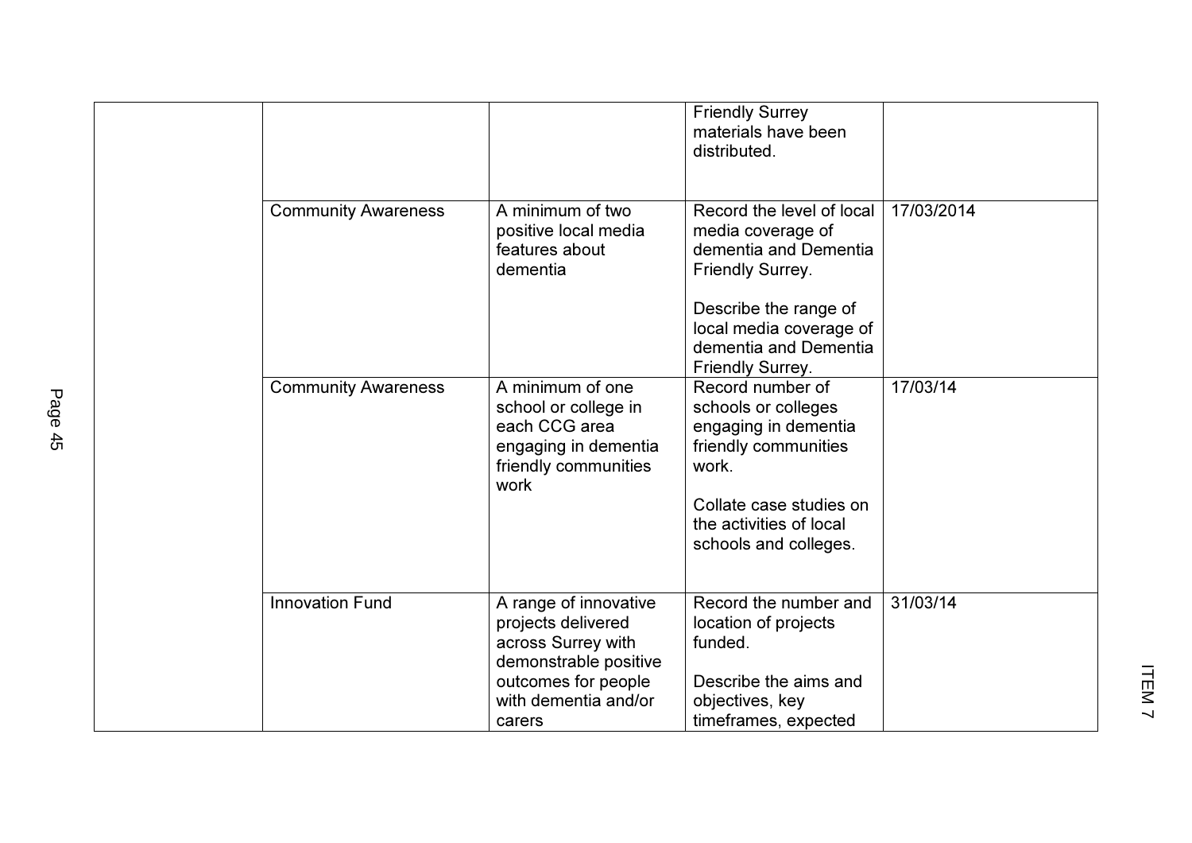| | | | | |
|---|---|---|---|---|
| | | | Friendly Surrey materials have been distributed. | |
| | Community Awareness | A minimum of two positive local media features about dementia | Record the level of local media coverage of dementia and Dementia Friendly Surrey.<br><br>Describe the range of local media coverage of dementia and Dementia Friendly Surrey. | 17/03/2014 |
| | Community Awareness | A minimum of one school or college in each CCG area engaging in dementia friendly communities work | Record number of schools or colleges engaging in dementia friendly communities work.<br><br>Collate case studies on the activities of local schools and colleges. | 17/03/14 |
| | Innovation Fund | A range of innovative projects delivered across Surrey with demonstrable positive outcomes for people with dementia and/or carers | Record the number and location of projects funded.<br><br>Describe the aims and objectives, key timeframes, expected | 31/03/14 |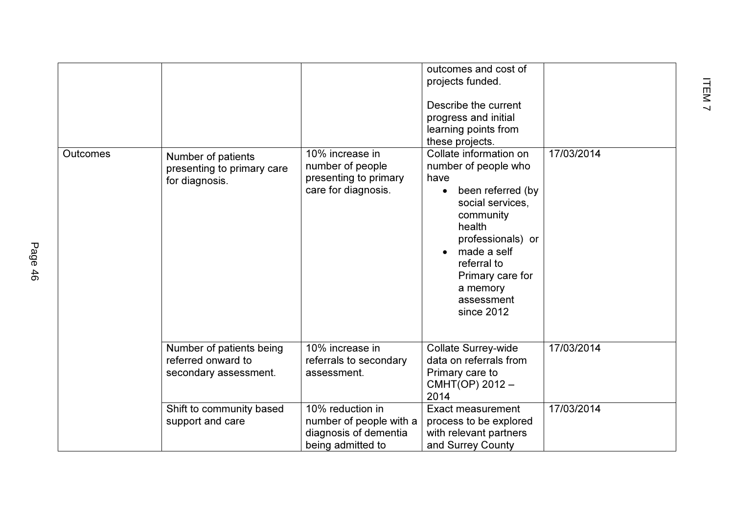| | | | | |
|---|---|---|---|---|
| | | | outcomes and cost of projects funded.<br><br>Describe the current progress and initial learning points from these projects. | |
| Outcomes | Number of patients presenting to primary care for diagnosis. | 10% increase in number of people presenting to primary care for diagnosis. | Collate information on number of people who have<br>• been referred (by social services, community health professionals) or<br>• made a self referral to Primary care for a memory assessment since 2012 | 17/03/2014 |
| | Number of patients being referred onward to secondary assessment. | 10% increase in referrals to secondary assessment. | Collate Surrey-wide data on referrals from Primary care to CMHT(OP) 2012 – 2014 | 17/03/2014 |
| | Shift to community based support and care | 10% reduction in number of people with a diagnosis of dementia being admitted to | Exact measurement process to be explored with relevant partners and Surrey County | 17/03/2014 |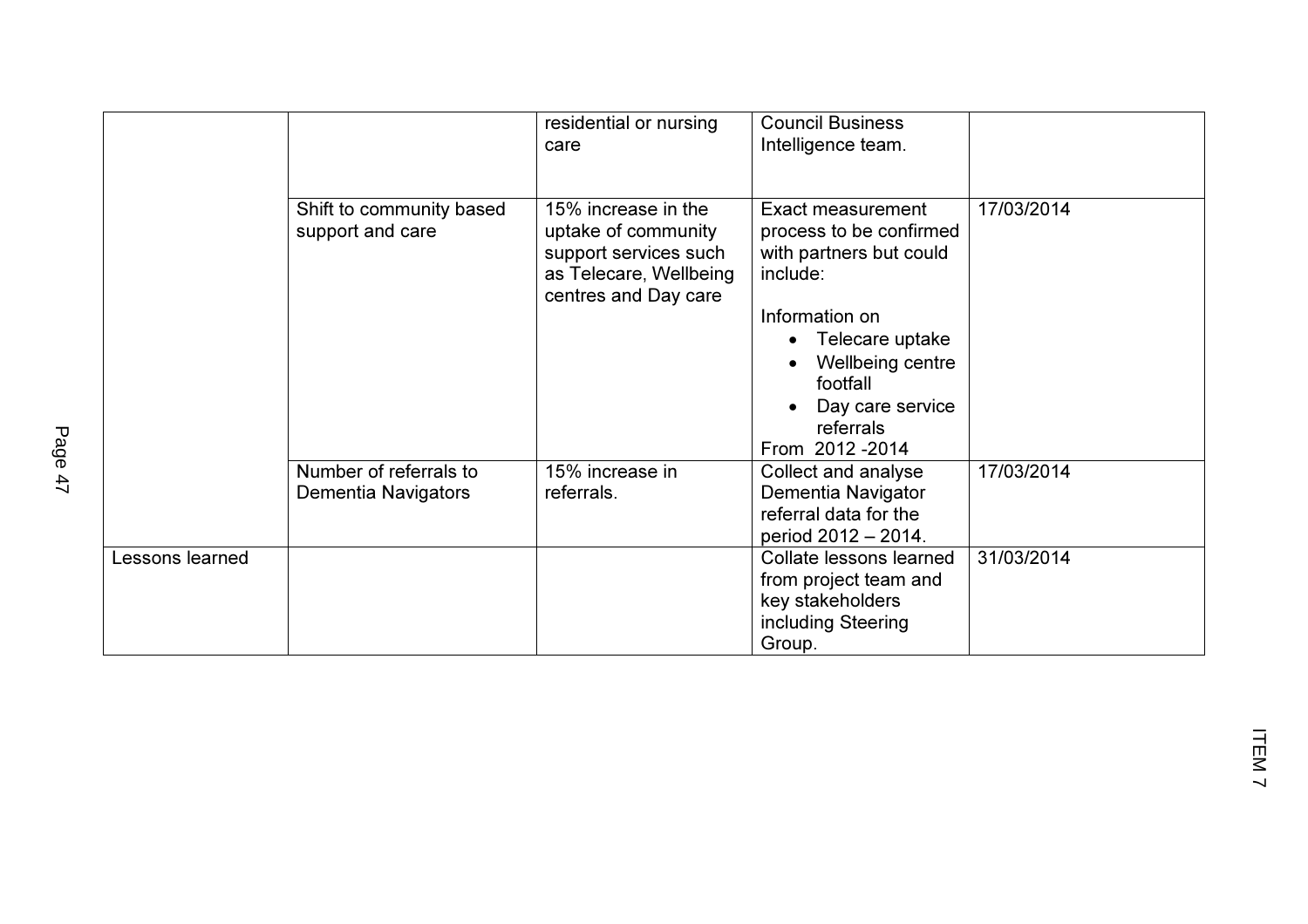|  |  | residential or nursing care | Council Business Intelligence team. |  |
| --- | --- | --- | --- | --- |
|  | Shift to community based support and care | 15% increase in the uptake of community support services such as Telecare, Wellbeing centres and Day care | Exact measurement process to be confirmed with partners but could include:<br><br>Information on<br>• Telecare uptake<br>• Wellbeing centre footfall<br>• Day care service referrals<br>From 2012 -2014 | 17/03/2014 |
|  | Number of referrals to Dementia Navigators | 15% increase in referrals. | Collect and analyse Dementia Navigator referral data for the period 2012 – 2014. | 17/03/2014 |
| Lessons learned |  |  | Collate lessons learned from project team and key stakeholders including Steering Group. | 31/03/2014 |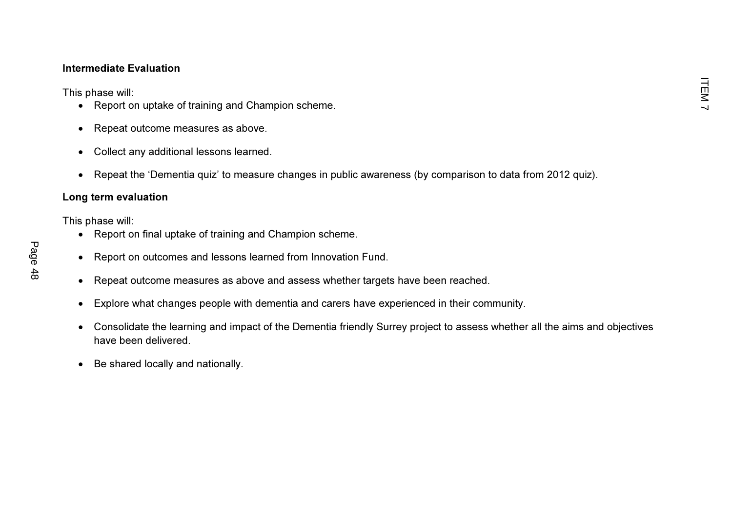**Intermediate Evaluation**

This phase will:

- Report on uptake of training and Champion scheme.
- Repeat outcome measures as above.
- Collect any additional lessons learned.
- Repeat the ‘Dementia quiz’ to measure changes in public awareness (by comparison to data from 2012 quiz).

**Long term evaluation**

This phase will:

- Report on final uptake of training and Champion scheme.
- Report on outcomes and lessons learned from Innovation Fund.
- Repeat outcome measures as above and assess whether targets have been reached.
- Explore what changes people with dementia and carers have experienced in their community.
- Consolidate the learning and impact of the Dementia friendly Surrey project to assess whether all the aims and objectives have been delivered.
- Be shared locally and nationally.